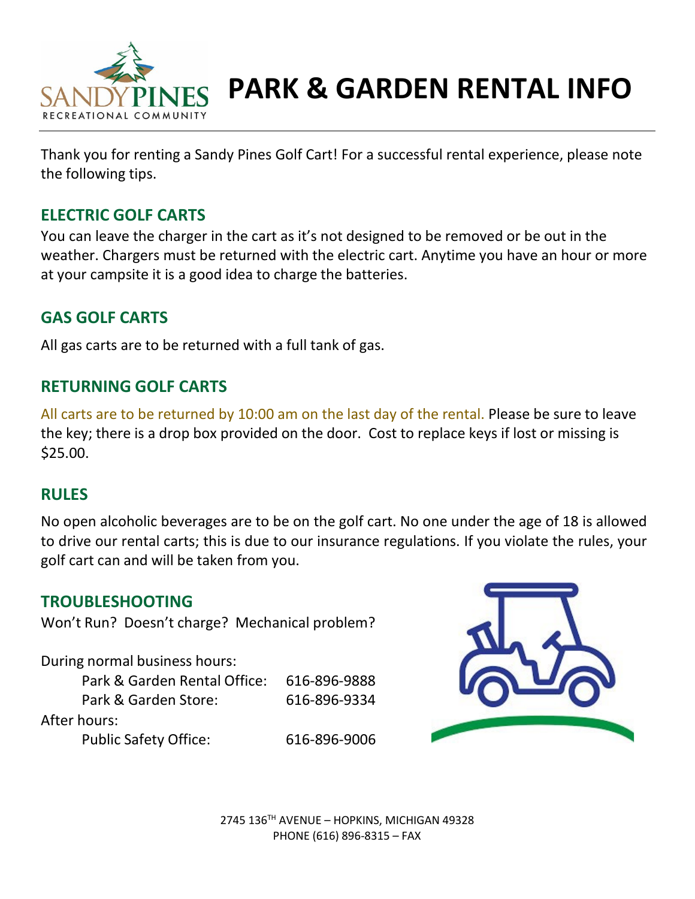# PARK & GARDEN RENTAL INFO

Thank you for renting a Sandy Pines Golf Cart! For a successful rental experience, please note the following tips.

## ELECTRIC GOLF CARTS

You can leave the charger in the cart as it's not designed to be removed or be out in the weather. Chargers must be returned with the electric cart. Anytime you have an hour or more at your campsite it is a good idea to charge the batteries.

## GAS GOLF CARTS

All gas carts are to be returned with a full tank of gas.

## RETURNING GOLF CARTS

All carts are to be returned by 10:00 am on the last day of the rental. Please be sure to leave the key; there is a drop box provided on the door. Cost to replace keys if lost or missing is $25.00.

## RULES

No open alcoholic beverages are to be on the golf cart. No one under the age of 18 is allowed to drive our rental carts; this is due to our insurance regulations. If you violate the rules, your golf cart can and will be taken from you.

## TROUBLESHOOTING

Won't Run? Doesn't charge? Mechanical problem?

During normal business hours:

| | |
|---|---|
| Park & Garden Rental Office: | 616-896-9888 |
| Park & Garden Store: | 616-896-9334 |

After hours:

| | |
|---|---|
| Public Safety Office: | 616-896-9006 |

2745 136TH AVENUE – HOPKINS, MICHIGAN 49328
PHONE (616) 896-8315 – FAX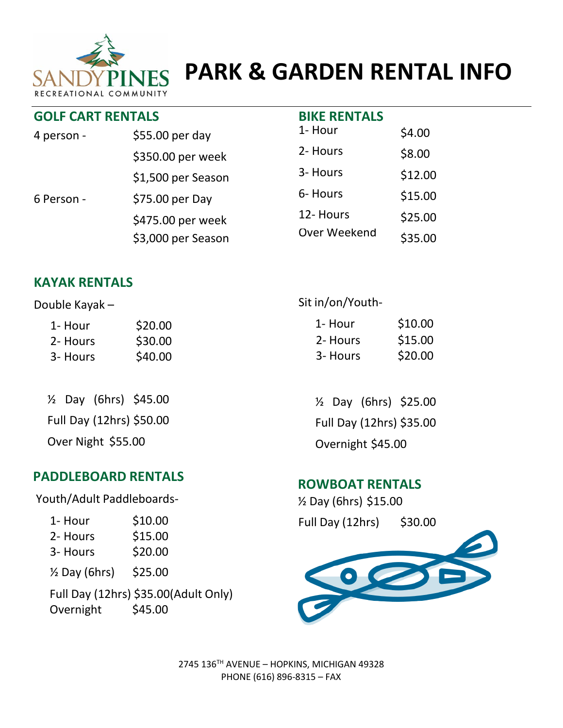# PARK & GARDEN RENTAL INFO

## GOLF CART RENTALS

| | |
|---|---|
| 4 person - | $55.00 per day |
| | $350.00 per week |
| | $1,500 per Season |
| 6 Person - | $75.00 per Day |
| | $475.00 per week |
| | $3,000 per Season |

## BIKE RENTALS

| | |
|---|---|
| 1- Hour | $4.00 |
| 2- Hours | $8.00 |
| 3- Hours | $12.00 |
| 6- Hours | $15.00 |
| 12- Hours | $25.00 |
| Over Weekend | $35.00 |

## KAYAK RENTALS

Double Kayak –

| | |
|---|---|
| 1- Hour | $20.00 |
| 2- Hours | $30.00 |
| 3- Hours | $40.00 |

½ Day (6hrs) $45.00

Full Day (12hrs) $50.00

Over Night $55.00

Sit in/on/Youth-

| | |
|---|---|
| 1- Hour | $10.00 |
| 2- Hours | $15.00 |
| 3- Hours | $20.00 |

½ Day (6hrs) $25.00

Full Day (12hrs) $35.00

Overnight $45.00

## PADDLEBOARD RENTALS

Youth/Adult Paddleboards-

| | |
|---|---|
| 1- Hour | $10.00 |
| 2- Hours | $15.00 |
| 3- Hours | $20.00 |
| ½ Day (6hrs) | $25.00 |

Full Day (12hrs) $35.00(Adult Only)

Overnight $45.00

## ROWBOAT RENTALS

½ Day (6hrs) $15.00

Full Day (12hrs) $30.00

2745 136TH AVENUE – HOPKINS, MICHIGAN 49328
PHONE (616) 896-8315 – FAX